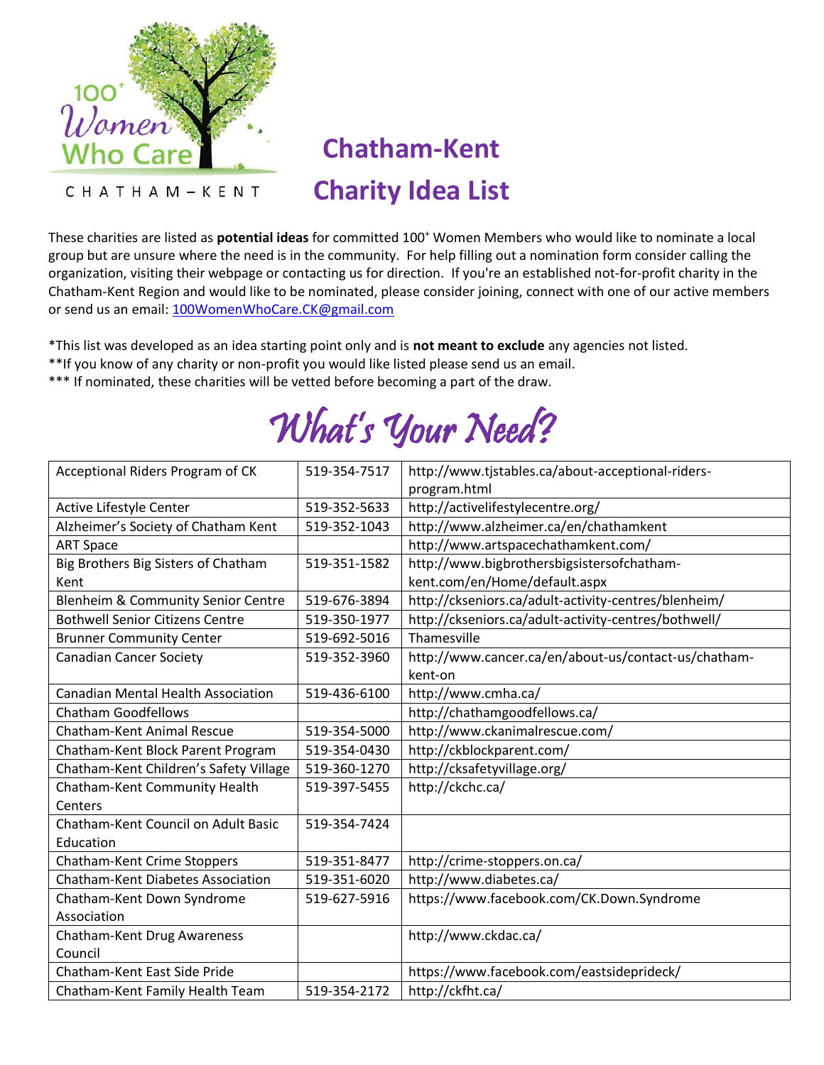100+ Women Who Care

CHATHAM – KENT

# Chatham-Kent Charity Idea List

These charities are listed as **potential ideas** for committed 100+ Women Members who would like to nominate a local group but are unsure where the need is in the community. For help filling out a nomination form consider calling the organization, visiting their webpage or contacting us for direction. If you're an established not-for-profit charity in the Chatham-Kent Region and would like to be nominated, please consider joining, connect with one of our active members or send us an email: 100WomenWhoCare.CK@gmail.com

*This list was developed as an idea starting point only and is **not meant to exclude** any agencies not listed.
**If you know of any charity or non-profit you would like listed please send us an email.
*** If nominated, these charities will be vetted before becoming a part of the draw.

## *What's Your Need?*

| Organization | Phone | Website |
|---|---|---|
| Acceptional Riders Program of CK | 519-354-7517 | http://www.tjstables.ca/about-acceptional-riders-program.html |
| Active Lifestyle Center | 519-352-5633 | http://activelifestylecentre.org/ |
| Alzheimer's Society of Chatham Kent | 519-352-1043 | http://www.alzheimer.ca/en/chathamkent |
| ART Space | | http://www.artspacechathamkent.com/ |
| Big Brothers Big Sisters of Chatham Kent | 519-351-1582 | http://www.bigbrothersbigsistersofchatham-kent.com/en/Home/default.aspx |
| Blenheim & Community Senior Centre | 519-676-3894 | http://ckseniors.ca/adult-activity-centres/blenheim/ |
| Bothwell Senior Citizens Centre | 519-350-1977 | http://ckseniors.ca/adult-activity-centres/bothwell/ |
| Brunner Community Center | 519-692-5016 | Thamesville |
| Canadian Cancer Society | 519-352-3960 | http://www.cancer.ca/en/about-us/contact-us/chatham-kent-on |
| Canadian Mental Health Association | 519-436-6100 | http://www.cmha.ca/ |
| Chatham Goodfellows | | http://chathamgoodfellows.ca/ |
| Chatham-Kent Animal Rescue | 519-354-5000 | http://www.ckanimalrescue.com/ |
| Chatham-Kent Block Parent Program | 519-354-0430 | http://ckblockparent.com/ |
| Chatham-Kent Children's Safety Village | 519-360-1270 | http://cksafetyvillage.org/ |
| Chatham-Kent Community Health Centers | 519-397-5455 | http://ckchc.ca/ |
| Chatham-Kent Council on Adult Basic Education | 519-354-7424 | |
| Chatham-Kent Crime Stoppers | 519-351-8477 | http://crime-stoppers.on.ca/ |
| Chatham-Kent Diabetes Association | 519-351-6020 | http://www.diabetes.ca/ |
| Chatham-Kent Down Syndrome Association | 519-627-5916 | https://www.facebook.com/CK.Down.Syndrome |
| Chatham-Kent Drug Awareness Council | | http://www.ckdac.ca/ |
| Chatham-Kent East Side Pride | | https://www.facebook.com/eastsideprideck/ |
| Chatham-Kent Family Health Team | 519-354-2172 | http://ckfht.ca/ |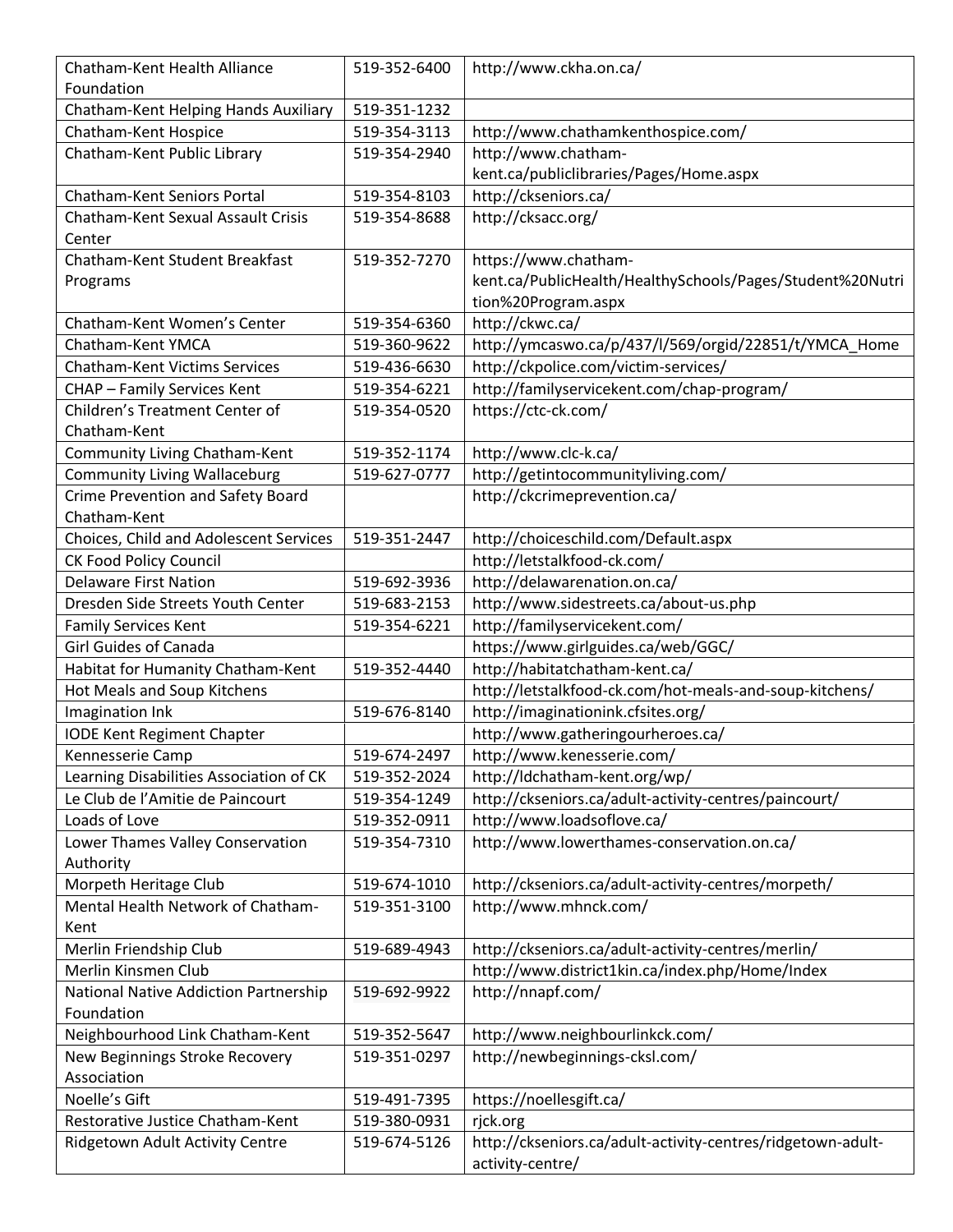| | | |
|---|---|---|
| Chatham-Kent Health Alliance Foundation | 519-352-6400 | http://www.ckha.on.ca/ |
| Chatham-Kent Helping Hands Auxiliary | 519-351-1232 | |
| Chatham-Kent Hospice | 519-354-3113 | http://www.chathamkenthospice.com/ |
| Chatham-Kent Public Library | 519-354-2940 | http://www.chatham-kent.ca/publiclibraries/Pages/Home.aspx |
| Chatham-Kent Seniors Portal | 519-354-8103 | http://ckseniors.ca/ |
| Chatham-Kent Sexual Assault Crisis Center | 519-354-8688 | http://cksacc.org/ |
| Chatham-Kent Student Breakfast Programs | 519-352-7270 | https://www.chatham-kent.ca/PublicHealth/HealthySchools/Pages/Student%20Nutrition%20Program.aspx |
| Chatham-Kent Women's Center | 519-354-6360 | http://ckwc.ca/ |
| Chatham-Kent YMCA | 519-360-9622 | http://ymcaswo.ca/p/437/l/569/orgid/22851/t/YMCA_Home |
| Chatham-Kent Victims Services | 519-436-6630 | http://ckpolice.com/victim-services/ |
| CHAP – Family Services Kent | 519-354-6221 | http://familyservicekent.com/chap-program/ |
| Children's Treatment Center of Chatham-Kent | 519-354-0520 | https://ctc-ck.com/ |
| Community Living Chatham-Kent | 519-352-1174 | http://www.clc-k.ca/ |
| Community Living Wallaceburg | 519-627-0777 | http://getintocommunityliving.com/ |
| Crime Prevention and Safety Board Chatham-Kent | | http://ckcrimeprevention.ca/ |
| Choices, Child and Adolescent Services | 519-351-2447 | http://choiceschild.com/Default.aspx |
| CK Food Policy Council | | http://letstalkfood-ck.com/ |
| Delaware First Nation | 519-692-3936 | http://delawarenation.on.ca/ |
| Dresden Side Streets Youth Center | 519-683-2153 | http://www.sidestreets.ca/about-us.php |
| Family Services Kent | 519-354-6221 | http://familyservicekent.com/ |
| Girl Guides of Canada | | https://www.girlguides.ca/web/GGC/ |
| Habitat for Humanity Chatham-Kent | 519-352-4440 | http://habitatchatham-kent.ca/ |
| Hot Meals and Soup Kitchens | | http://letstalkfood-ck.com/hot-meals-and-soup-kitchens/ |
| Imagination Ink | 519-676-8140 | http://imaginationink.cfsites.org/ |
| IODE Kent Regiment Chapter | | http://www.gatheringourheroes.ca/ |
| Kennesserie Camp | 519-674-2497 | http://www.kenesserie.com/ |
| Learning Disabilities Association of CK | 519-352-2024 | http://ldchatham-kent.org/wp/ |
| Le Club de l'Amitie de Paincourt | 519-354-1249 | http://ckseniors.ca/adult-activity-centres/paincourt/ |
| Loads of Love | 519-352-0911 | http://www.loadsoflove.ca/ |
| Lower Thames Valley Conservation Authority | 519-354-7310 | http://www.lowerthames-conservation.on.ca/ |
| Morpeth Heritage Club | 519-674-1010 | http://ckseniors.ca/adult-activity-centres/morpeth/ |
| Mental Health Network of Chatham-Kent | 519-351-3100 | http://www.mhnck.com/ |
| Merlin Friendship Club | 519-689-4943 | http://ckseniors.ca/adult-activity-centres/merlin/ |
| Merlin Kinsmen Club | | http://www.district1kin.ca/index.php/Home/Index |
| National Native Addiction Partnership Foundation | 519-692-9922 | http://nnapf.com/ |
| Neighbourhood Link Chatham-Kent | 519-352-5647 | http://www.neighbourlinkck.com/ |
| New Beginnings Stroke Recovery Association | 519-351-0297 | http://newbeginnings-cksl.com/ |
| Noelle's Gift | 519-491-7395 | https://noellesgift.ca/ |
| Restorative Justice Chatham-Kent | 519-380-0931 | rjck.org |
| Ridgetown Adult Activity Centre | 519-674-5126 | http://ckseniors.ca/adult-activity-centres/ridgetown-adult-activity-centre/ |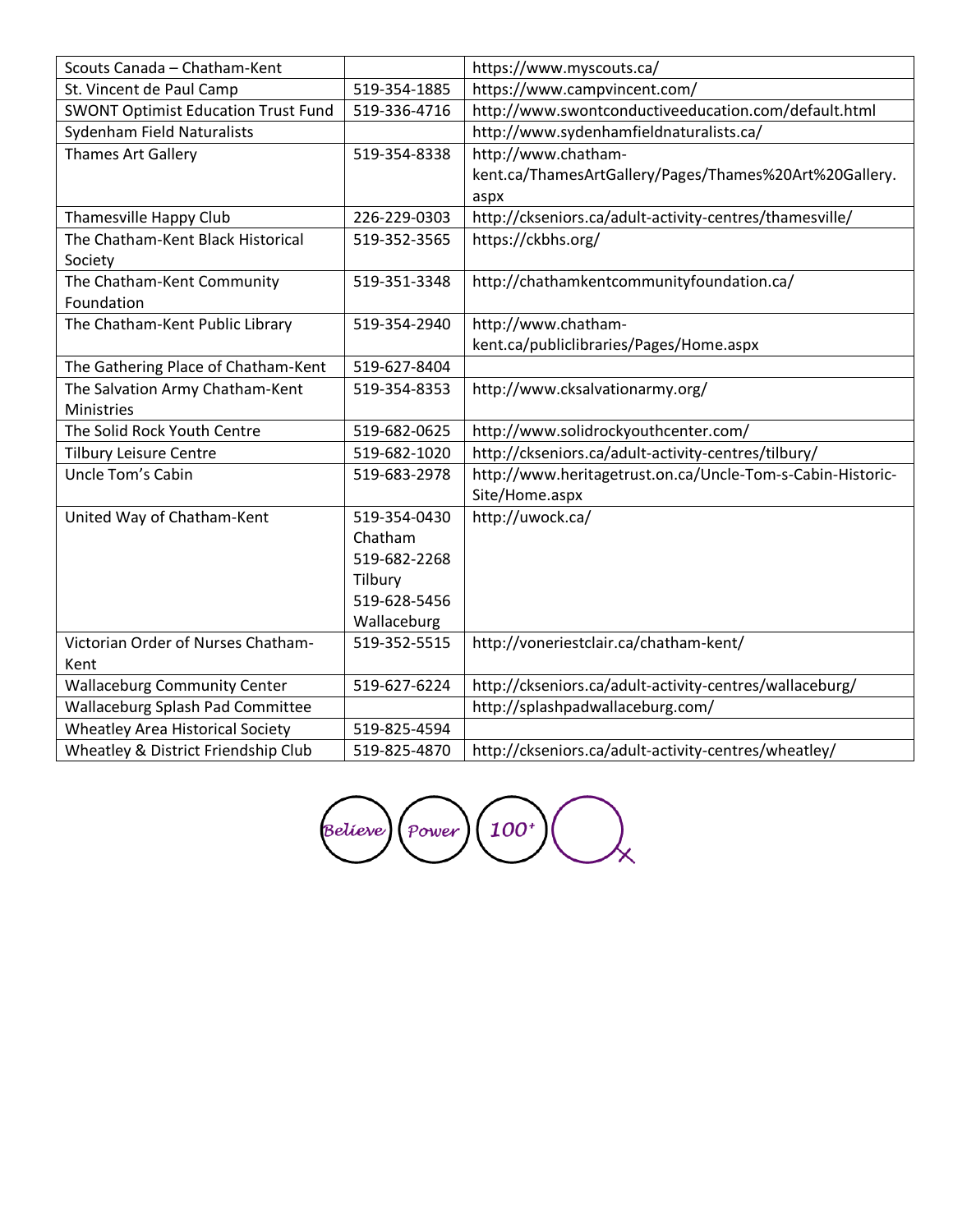| | | |
|---|---|---|
| Scouts Canada – Chatham-Kent | | https://www.myscouts.ca/ |
| St. Vincent de Paul Camp | 519-354-1885 | https://www.campvincent.com/ |
| SWONT Optimist Education Trust Fund | 519-336-4716 | http://www.swontconductiveeducation.com/default.html |
| Sydenham Field Naturalists | | http://www.sydenhamfieldnaturalists.ca/ |
| Thames Art Gallery | 519-354-8338 | http://www.chatham-kent.ca/ThamesArtGallery/Pages/Thames%20Art%20Gallery.aspx |
| Thamesville Happy Club | 226-229-0303 | http://ckseniors.ca/adult-activity-centres/thamesville/ |
| The Chatham-Kent Black Historical Society | 519-352-3565 | https://ckbhs.org/ |
| The Chatham-Kent Community Foundation | 519-351-3348 | http://chathamkentcommunityfoundation.ca/ |
| The Chatham-Kent Public Library | 519-354-2940 | http://www.chatham-kent.ca/publiclibraries/Pages/Home.aspx |
| The Gathering Place of Chatham-Kent | 519-627-8404 | |
| The Salvation Army Chatham-Kent Ministries | 519-354-8353 | http://www.cksalvationarmy.org/ |
| The Solid Rock Youth Centre | 519-682-0625 | http://www.solidrockyouthcenter.com/ |
| Tilbury Leisure Centre | 519-682-1020 | http://ckseniors.ca/adult-activity-centres/tilbury/ |
| Uncle Tom's Cabin | 519-683-2978 | http://www.heritagetrust.on.ca/Uncle-Tom-s-Cabin-Historic-Site/Home.aspx |
| United Way of Chatham-Kent | 519-354-0430 Chatham 519-682-2268 Tilbury 519-628-5456 Wallaceburg | http://uwock.ca/ |
| Victorian Order of Nurses Chatham-Kent | 519-352-5515 | http://voneriestclair.ca/chatham-kent/ |
| Wallaceburg Community Center | 519-627-6224 | http://ckseniors.ca/adult-activity-centres/wallaceburg/ |
| Wallaceburg Splash Pad Committee | | http://splashpadwallaceburg.com/ |
| Wheatley Area Historical Society | 519-825-4594 | |
| Wheatley & District Friendship Club | 519-825-4870 | http://ckseniors.ca/adult-activity-centres/wheatley/ |

Believe Power 100+